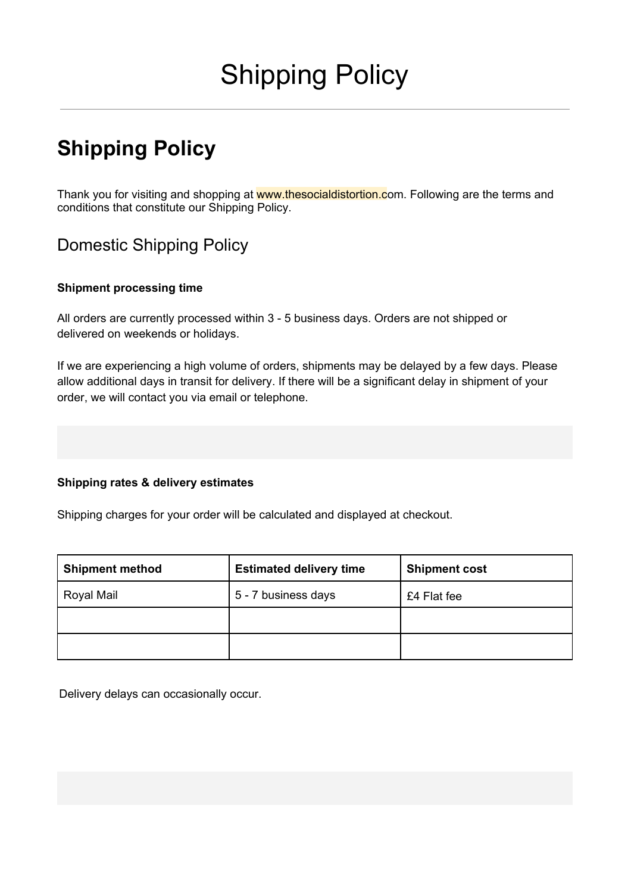# Shipping Policy

## Shipping Policy

Thank you for visiting and shopping at www.thesocialdistortion.com. Following are the terms and conditions that constitute our Shipping Policy.

### Domestic Shipping Policy

**Shipment processing time**

All orders are currently processed within 3 - 5 business days. Orders are not shipped or delivered on weekends or holidays.

If we are experiencing a high volume of orders, shipments may be delayed by a few days. Please allow additional days in transit for delivery. If there will be a significant delay in shipment of your order, we will contact you via email or telephone.

**Shipping rates & delivery estimates**

Shipping charges for your order will be calculated and displayed at checkout.

| Shipment method | Estimated delivery time | Shipment cost |
| --- | --- | --- |
| Royal Mail | 5 - 7 business days | £4 Flat fee |
| | | |
| | | |

Delivery delays can occasionally occur.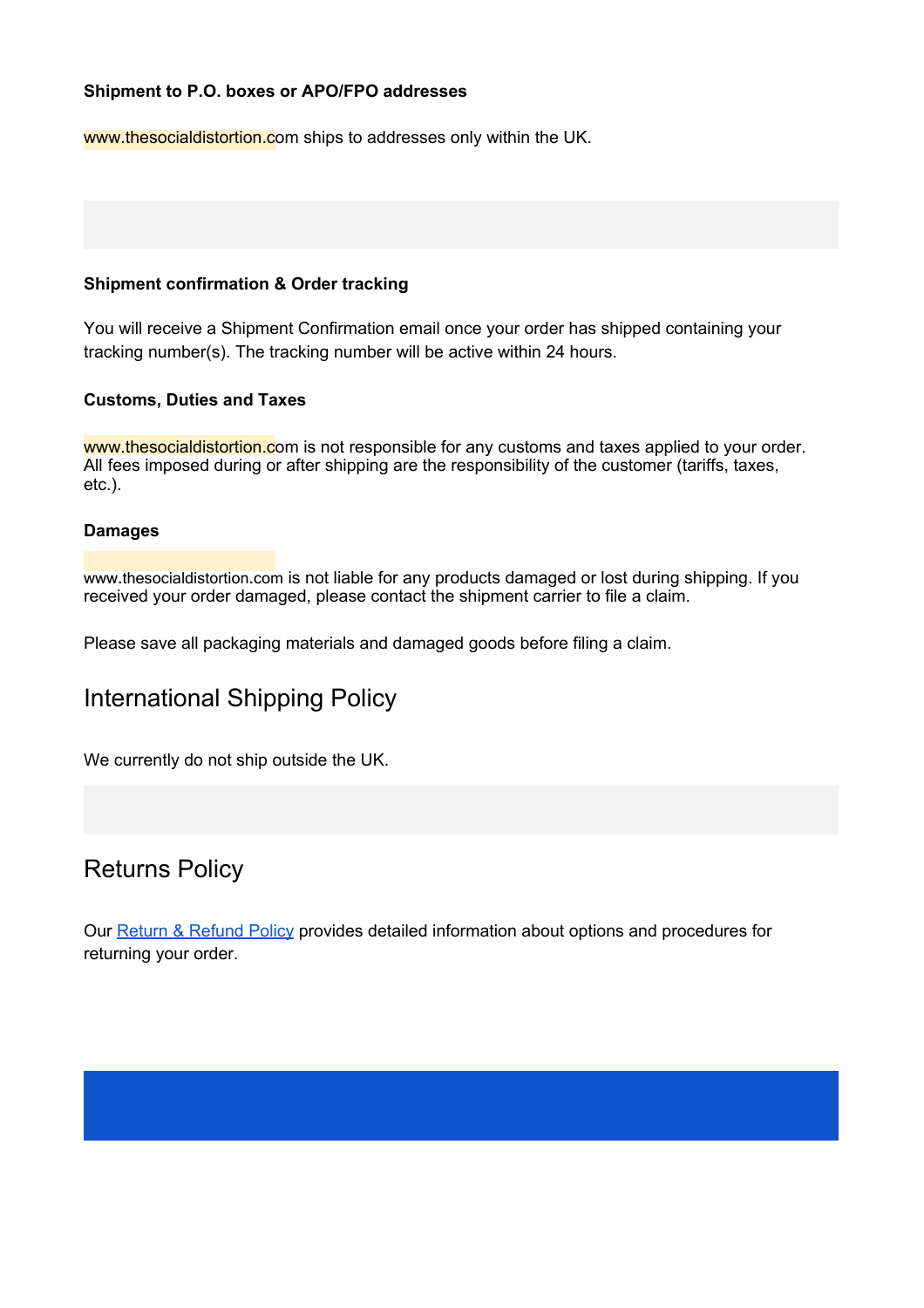**Shipment to P.O. boxes or APO/FPO addresses**

www.thesocialdistortion.com ships to addresses only within the UK.

**Shipment confirmation & Order tracking**

You will receive a Shipment Confirmation email once your order has shipped containing your tracking number(s). The tracking number will be active within 24 hours.

**Customs, Duties and Taxes**

www.thesocialdistortion.com is not responsible for any customs and taxes applied to your order. All fees imposed during or after shipping are the responsibility of the customer (tariffs, taxes, etc.).

**Damages**

www.thesocialdistortion.com is not liable for any products damaged or lost during shipping. If you received your order damaged, please contact the shipment carrier to file a claim.

Please save all packaging materials and damaged goods before filing a claim.

## International Shipping Policy

We currently do not ship outside the UK.

## Returns Policy

Our Return & Refund Policy provides detailed information about options and procedures for returning your order.